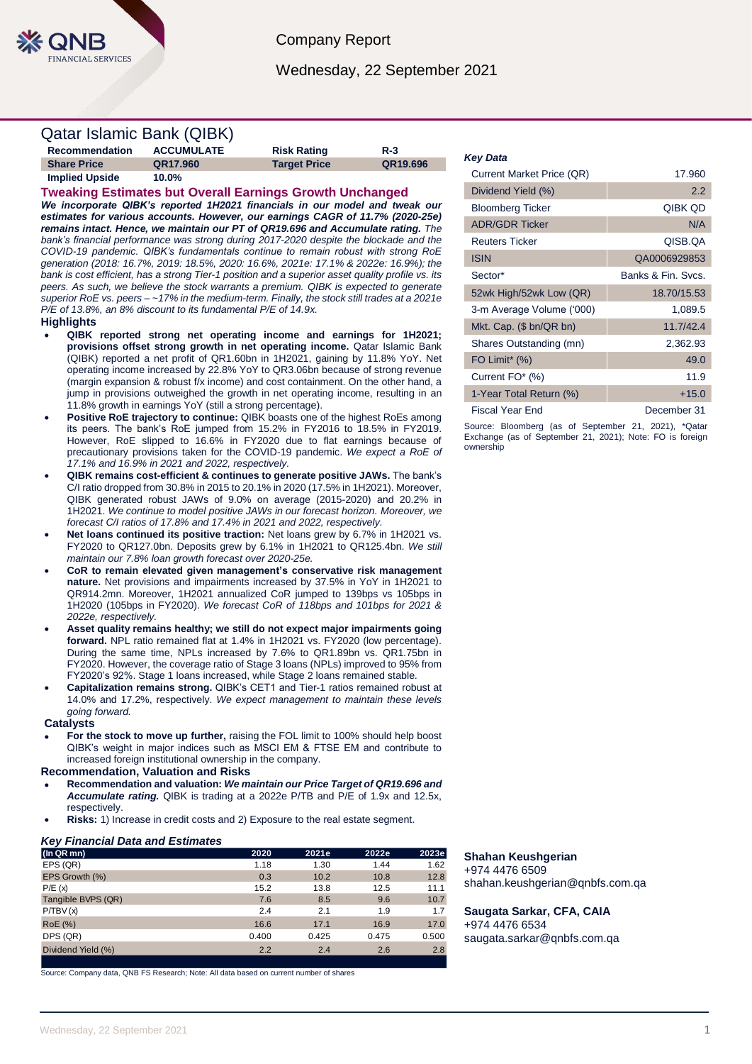Company Report

Wednesday, 22 September 2021

# Qatar Islamic Bank (QIBK)

| Recommendation | ACCUMULATE | Risk Rating | R-3 |
|---|---|---|---|
| Share Price | QR17.960 | Target Price | QR19.696 |
| Implied Upside | 10.0% | | |

## Tweaking Estimates but Overall Earnings Growth Unchanged

***We incorporate QIBK's reported 1H2021 financials in our model and tweak our estimates for various accounts. However, our earnings CAGR of 11.7% (2020-25e) remains intact. Hence, we maintain our PT of QR19.696 and Accumulate rating.*** *The bank's financial performance was strong during 2017-2020 despite the blockade and the COVID-19 pandemic. QIBK's fundamentals continue to remain robust with strong RoE generation (2018: 16.7%, 2019: 18.5%, 2020: 16.6%, 2021e: 17.1% & 2022e: 16.9%); the bank is cost efficient, has a strong Tier-1 position and a superior asset quality profile vs. its peers. As such, we believe the stock warrants a premium. QIBK is expected to generate superior RoE vs. peers – ~17% in the medium-term. Finally, the stock still trades at a 2021e P/E of 13.8%, an 8% discount to its fundamental P/E of 14.9x.*

### Highlights

- **QIBK reported strong net operating income and earnings for 1H2021; provisions offset strong growth in net operating income.** Qatar Islamic Bank (QIBK) reported a net profit of QR1.60bn in 1H2021, gaining by 11.8% YoY. Net operating income increased by 22.8% YoY to QR3.06bn because of strong revenue (margin expansion & robust f/x income) and cost containment. On the other hand, a jump in provisions outweighed the growth in net operating income, resulting in an 11.8% growth in earnings YoY (still a strong percentage).
- **Positive RoE trajectory to continue:** QIBK boasts one of the highest RoEs among its peers. The bank's RoE jumped from 15.2% in FY2016 to 18.5% in FY2019. However, RoE slipped to 16.6% in FY2020 due to flat earnings because of precautionary provisions taken for the COVID-19 pandemic. *We expect a RoE of 17.1% and 16.9% in 2021 and 2022, respectively.*
- **QIBK remains cost-efficient & continues to generate positive JAWs.** The bank's C/I ratio dropped from 30.8% in 2015 to 20.1% in 2020 (17.5% in 1H2021). Moreover, QIBK generated robust JAWs of 9.0% on average (2015-2020) and 20.2% in 1H2021. *We continue to model positive JAWs in our forecast horizon. Moreover, we forecast C/I ratios of 17.8% and 17.4% in 2021 and 2022, respectively.*
- **Net loans continued its positive traction:** Net loans grew by 6.7% in 1H2021 vs. FY2020 to QR127.0bn. Deposits grew by 6.1% in 1H2021 to QR125.4bn. *We still maintain our 7.8% loan growth forecast over 2020-25e.*
- **CoR to remain elevated given management's conservative risk management nature.** Net provisions and impairments increased by 37.5% in YoY in 1H2021 to QR914.2mn. Moreover, 1H2021 annualized CoR jumped to 139bps vs 105bps in 1H2020 (105bps in FY2020). *We forecast CoR of 118bps and 101bps for 2021 & 2022e, respectively.*
- **Asset quality remains healthy; we still do not expect major impairments going forward.** NPL ratio remained flat at 1.4% in 1H2021 vs. FY2020 (low percentage). During the same time, NPLs increased by 7.6% to QR1.89bn vs. QR1.75bn in FY2020. However, the coverage ratio of Stage 3 loans (NPLs) improved to 95% from FY2020's 92%. Stage 1 loans increased, while Stage 2 loans remained stable.
- **Capitalization remains strong.** QIBK's CET1 and Tier-1 ratios remained robust at 14.0% and 17.2%, respectively. *We expect management to maintain these levels going forward.*

### Catalysts

- **For the stock to move up further,** raising the FOL limit to 100% should help boost QIBK's weight in major indices such as MSCI EM & FTSE EM and contribute to increased foreign institutional ownership in the company.

### Recommendation, Valuation and Risks

- **Recommendation and valuation:** ***We maintain our Price Target of QR19.696 and Accumulate rating.*** QIBK is trading at a 2022e P/TB and P/E of 1.9x and 12.5x, respectively.
- **Risks:** 1) Increase in credit costs and 2) Exposure to the real estate segment.

### Key Financial Data and Estimates

| (In QR mn) | 2020 | 2021e | 2022e | 2023e |
|---|---|---|---|---|
| EPS (QR) | 1.18 | 1.30 | 1.44 | 1.62 |
| EPS Growth (%) | 0.3 | 10.2 | 10.8 | 12.8 |
| P/E (x) | 15.2 | 13.8 | 12.5 | 11.1 |
| Tangible BVPS (QR) | 7.6 | 8.5 | 9.6 | 10.7 |
| P/TBV (x) | 2.4 | 2.1 | 1.9 | 1.7 |
| RoE (%) | 16.6 | 17.1 | 16.9 | 17.0 |
| DPS (QR) | 0.400 | 0.425 | 0.475 | 0.500 |
| Dividend Yield (%) | 2.2 | 2.4 | 2.6 | 2.8 |

Source: Company data, QNB FS Research; Note: All data based on current number of shares

### Key Data

| | |
|---|---|
| Current Market Price (QR) | 17.960 |
| Dividend Yield (%) | 2.2 |
| Bloomberg Ticker | QIBK QD |
| ADR/GDR Ticker | N/A |
| Reuters Ticker | QISB.QA |
| ISIN | QA0006929853 |
| Sector* | Banks & Fin. Svcs. |
| 52wk High/52wk Low (QR) | 18.70/15.53 |
| 3-m Average Volume ('000) | 1,089.5 |
| Mkt. Cap. ($ bn/QR bn) | 11.7/42.4 |
| Shares Outstanding (mn) | 2,362.93 |
| FO Limit* (%) | 49.0 |
| Current FO* (%) | 11.9 |
| 1-Year Total Return (%) | +15.0 |
| Fiscal Year End | December 31 |

Source: Bloomberg (as of September 21, 2021), *Qatar Exchange (as of September 21, 2021); Note: FO is foreign ownership

**Shahan Keushgerian**
+974 4476 6509
shahan.keushgerian@qnbfs.com.qa

**Saugata Sarkar, CFA, CAIA**
+974 4476 6534
saugata.sarkar@qnbfs.com.qa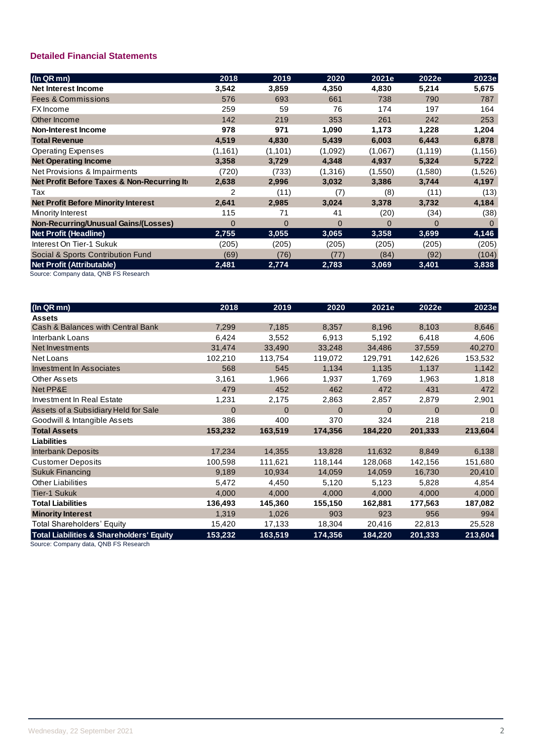### Detailed Financial Statements

| (In QR mn) | 2018 | 2019 | 2020 | 2021e | 2022e | 2023e |
|---|---|---|---|---|---|---|
| **Net Interest Income** | **3,542** | **3,859** | **4,350** | **4,830** | **5,214** | **5,675** |
| Fees & Commissions | 576 | 693 | 661 | 738 | 790 | 787 |
| FX Income | 259 | 59 | 76 | 174 | 197 | 164 |
| Other Income | 142 | 219 | 353 | 261 | 242 | 253 |
| **Non-Interest Income** | **978** | **971** | **1,090** | **1,173** | **1,228** | **1,204** |
| **Total Revenue** | **4,519** | **4,830** | **5,439** | **6,003** | **6,443** | **6,878** |
| Operating Expenses | (1,161) | (1,101) | (1,092) | (1,067) | (1,119) | (1,156) |
| **Net Operating Income** | **3,358** | **3,729** | **4,348** | **4,937** | **5,324** | **5,722** |
| Net Provisions & Impairments | (720) | (733) | (1,316) | (1,550) | (1,580) | (1,526) |
| **Net Profit Before Taxes & Non-Recurring It** | **2,638** | **2,996** | **3,032** | **3,386** | **3,744** | **4,197** |
| Tax | 2 | (11) | (7) | (8) | (11) | (13) |
| **Net Profit Before Minority Interest** | **2,641** | **2,985** | **3,024** | **3,378** | **3,732** | **4,184** |
| Minority Interest | 115 | 71 | 41 | (20) | (34) | (38) |
| **Non-Recurring/Unusual Gains/(Losses)** | 0 | 0 | 0 | 0 | 0 | 0 |
| **Net Profit (Headline)** | **2,755** | **3,055** | **3,065** | **3,358** | **3,699** | **4,146** |
| Interest On Tier-1 Sukuk | (205) | (205) | (205) | (205) | (205) | (205) |
| Social & Sports Contribution Fund | (69) | (76) | (77) | (84) | (92) | (104) |
| **Net Profit (Attributable)** | **2,481** | **2,774** | **2,783** | **3,069** | **3,401** | **3,838** |

Source: Company data, QNB FS Research

| (In QR mn) | 2018 | 2019 | 2020 | 2021e | 2022e | 2023e |
|---|---|---|---|---|---|---|
| **Assets** | | | | | | |
| Cash & Balances with Central Bank | 7,299 | 7,185 | 8,357 | 8,196 | 8,103 | 8,646 |
| Interbank Loans | 6,424 | 3,552 | 6,913 | 5,192 | 6,418 | 4,606 |
| Net Investments | 31,474 | 33,490 | 33,248 | 34,486 | 37,559 | 40,270 |
| Net Loans | 102,210 | 113,754 | 119,072 | 129,791 | 142,626 | 153,532 |
| Investment In Associates | 568 | 545 | 1,134 | 1,135 | 1,137 | 1,142 |
| Other Assets | 3,161 | 1,966 | 1,937 | 1,769 | 1,963 | 1,818 |
| Net PP&E | 479 | 452 | 462 | 472 | 431 | 472 |
| Investment In Real Estate | 1,231 | 2,175 | 2,863 | 2,857 | 2,879 | 2,901 |
| Assets of a Subsidiary Held for Sale | 0 | 0 | 0 | 0 | 0 | 0 |
| Goodwill & Intangible Assets | 386 | 400 | 370 | 324 | 218 | 218 |
| **Total Assets** | **153,232** | **163,519** | **174,356** | **184,220** | **201,333** | **213,604** |
| **Liabilities** | | | | | | |
| Interbank Deposits | 17,234 | 14,355 | 13,828 | 11,632 | 8,849 | 6,138 |
| Customer Deposits | 100,598 | 111,621 | 118,144 | 128,068 | 142,156 | 151,680 |
| Sukuk Financing | 9,189 | 10,934 | 14,059 | 14,059 | 16,730 | 20,410 |
| Other Liabilities | 5,472 | 4,450 | 5,120 | 5,123 | 5,828 | 4,854 |
| Tier-1 Sukuk | 4,000 | 4,000 | 4,000 | 4,000 | 4,000 | 4,000 |
| **Total Liabilities** | **136,493** | **145,360** | **155,150** | **162,881** | **177,563** | **187,082** |
| **Minority Interest** | 1,319 | 1,026 | 903 | 923 | 956 | 994 |
| Total Shareholders' Equity | 15,420 | 17,133 | 18,304 | 20,416 | 22,813 | 25,528 |
| **Total Liabilities & Shareholders' Equity** | **153,232** | **163,519** | **174,356** | **184,220** | **201,333** | **213,604** |

Source: Company data, QNB FS Research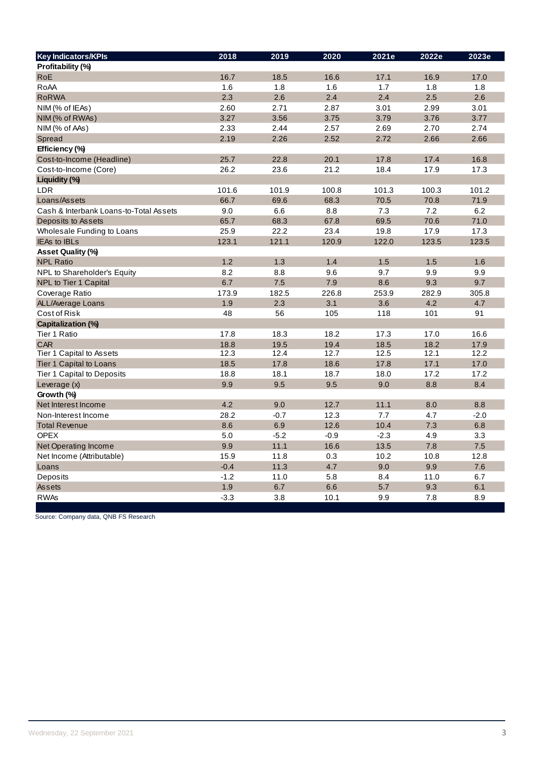| Key Indicators/KPIs | 2018 | 2019 | 2020 | 2021e | 2022e | 2023e |
|---|---|---|---|---|---|---|
| **Profitability (%)** | | | | | | |
| RoE | 16.7 | 18.5 | 16.6 | 17.1 | 16.9 | 17.0 |
| RoAA | 1.6 | 1.8 | 1.6 | 1.7 | 1.8 | 1.8 |
| RoRWA | 2.3 | 2.6 | 2.4 | 2.4 | 2.5 | 2.6 |
| NIM (% of IEAs) | 2.60 | 2.71 | 2.87 | 3.01 | 2.99 | 3.01 |
| NIM (% of RWAs) | 3.27 | 3.56 | 3.75 | 3.79 | 3.76 | 3.77 |
| NIM (% of AAs) | 2.33 | 2.44 | 2.57 | 2.69 | 2.70 | 2.74 |
| Spread | 2.19 | 2.26 | 2.52 | 2.72 | 2.66 | 2.66 |
| **Efficiency (%)** | | | | | | |
| Cost-to-Income (Headline) | 25.7 | 22.8 | 20.1 | 17.8 | 17.4 | 16.8 |
| Cost-to-Income (Core) | 26.2 | 23.6 | 21.2 | 18.4 | 17.9 | 17.3 |
| **Liquidity (%)** | | | | | | |
| LDR | 101.6 | 101.9 | 100.8 | 101.3 | 100.3 | 101.2 |
| Loans/Assets | 66.7 | 69.6 | 68.3 | 70.5 | 70.8 | 71.9 |
| Cash & Interbank Loans-to-Total Assets | 9.0 | 6.6 | 8.8 | 7.3 | 7.2 | 6.2 |
| Deposits to Assets | 65.7 | 68.3 | 67.8 | 69.5 | 70.6 | 71.0 |
| Wholesale Funding to Loans | 25.9 | 22.2 | 23.4 | 19.8 | 17.9 | 17.3 |
| IEAs to IBLs | 123.1 | 121.1 | 120.9 | 122.0 | 123.5 | 123.5 |
| **Asset Quality (%)** | | | | | | |
| NPL Ratio | 1.2 | 1.3 | 1.4 | 1.5 | 1.5 | 1.6 |
| NPL to Shareholder's Equity | 8.2 | 8.8 | 9.6 | 9.7 | 9.9 | 9.9 |
| NPL to Tier 1 Capital | 6.7 | 7.5 | 7.9 | 8.6 | 9.3 | 9.7 |
| Coverage Ratio | 173.9 | 182.5 | 226.8 | 253.9 | 282.9 | 305.8 |
| ALL/Average Loans | 1.9 | 2.3 | 3.1 | 3.6 | 4.2 | 4.7 |
| Cost of Risk | 48 | 56 | 105 | 118 | 101 | 91 |
| **Capitalization (%)** | | | | | | |
| Tier 1 Ratio | 17.8 | 18.3 | 18.2 | 17.3 | 17.0 | 16.6 |
| CAR | 18.8 | 19.5 | 19.4 | 18.5 | 18.2 | 17.9 |
| Tier 1 Capital to Assets | 12.3 | 12.4 | 12.7 | 12.5 | 12.1 | 12.2 |
| Tier 1 Capital to Loans | 18.5 | 17.8 | 18.6 | 17.8 | 17.1 | 17.0 |
| Tier 1 Capital to Deposits | 18.8 | 18.1 | 18.7 | 18.0 | 17.2 | 17.2 |
| Leverage (x) | 9.9 | 9.5 | 9.5 | 9.0 | 8.8 | 8.4 |
| **Growth (%)** | | | | | | |
| Net Interest Income | 4.2 | 9.0 | 12.7 | 11.1 | 8.0 | 8.8 |
| Non-Interest Income | 28.2 | -0.7 | 12.3 | 7.7 | 4.7 | -2.0 |
| Total Revenue | 8.6 | 6.9 | 12.6 | 10.4 | 7.3 | 6.8 |
| OPEX | 5.0 | -5.2 | -0.9 | -2.3 | 4.9 | 3.3 |
| Net Operating Income | 9.9 | 11.1 | 16.6 | 13.5 | 7.8 | 7.5 |
| Net Income (Attributable) | 15.9 | 11.8 | 0.3 | 10.2 | 10.8 | 12.8 |
| Loans | -0.4 | 11.3 | 4.7 | 9.0 | 9.9 | 7.6 |
| Deposits | -1.2 | 11.0 | 5.8 | 8.4 | 11.0 | 6.7 |
| Assets | 1.9 | 6.7 | 6.6 | 5.7 | 9.3 | 6.1 |
| RWAs | -3.3 | 3.8 | 10.1 | 9.9 | 7.8 | 8.9 |

Source: Company data, QNB FS Research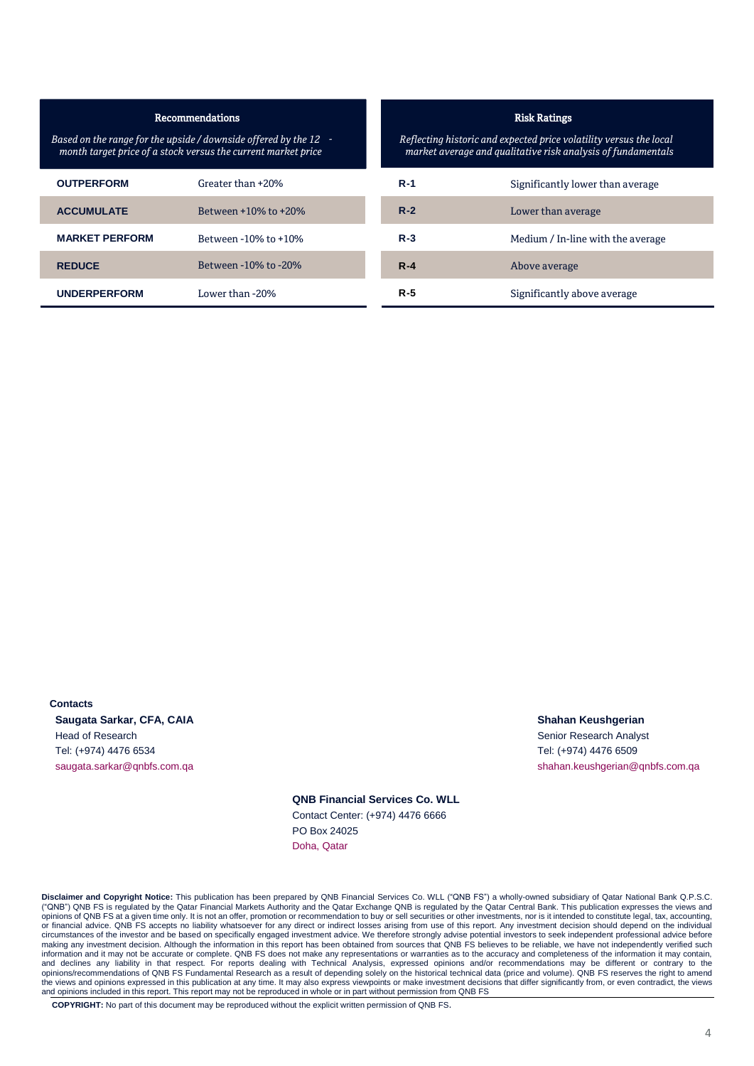| Recommendations | |
|---|---|
| *Based on the range for the upside / downside offered by the 12 - month target price of a stock versus the current market price* | |
| **OUTPERFORM** | Greater than +20% |
| **ACCUMULATE** | Between +10% to +20% |
| **MARKET PERFORM** | Between -10% to +10% |
| **REDUCE** | Between -10% to -20% |
| **UNDERPERFORM** | Lower than -20% |

| Risk Ratings | |
|---|---|
| *Reflecting historic and expected price volatility versus the local market average and qualitative risk analysis of fundamentals* | |
| **R-1** | Significantly lower than average |
| **R-2** | Lower than average |
| **R-3** | Medium / In-line with the average |
| **R-4** | Above average |
| **R-5** | Significantly above average |

**Contacts**

**Saugata Sarkar, CFA, CAIA**
Head of Research
Tel: (+974) 4476 6534
saugata.sarkar@qnbfs.com.qa

**Shahan Keushgerian**
Senior Research Analyst
Tel: (+974) 4476 6509
shahan.keushgerian@qnbfs.com.qa

**QNB Financial Services Co. WLL**
Contact Center: (+974) 4476 6666
PO Box 24025
Doha, Qatar

**Disclaimer and Copyright Notice:** This publication has been prepared by QNB Financial Services Co. WLL ("QNB FS") a wholly-owned subsidiary of Qatar National Bank Q.P.S.C. ("QNB") QNB FS is regulated by the Qatar Financial Markets Authority and the Qatar Exchange QNB is regulated by the Qatar Central Bank. This publication expresses the views and opinions of QNB FS at a given time only. It is not an offer, promotion or recommendation to buy or sell securities or other investments, nor is it intended to constitute legal, tax, accounting, or financial advice. QNB FS accepts no liability whatsoever for any direct or indirect losses arising from use of this report. Any investment decision should depend on the individual circumstances of the investor and be based on specifically engaged investment advice. We therefore strongly advise potential investors to seek independent professional advice before making any investment decision. Although the information in this report has been obtained from sources that QNB FS believes to be reliable, we have not independently verified such information and it may not be accurate or complete. QNB FS does not make any representations or warranties as to the accuracy and completeness of the information it may contain, and declines any liability in that respect. For reports dealing with Technical Analysis, expressed opinions and/or recommendations may be different or contrary to the opinions/recommendations of QNB FS Fundamental Research as a result of depending solely on the historical technical data (price and volume). QNB FS reserves the right to amend the views and opinions expressed in this publication at any time. It may also express viewpoints or make investment decisions that differ significantly from, or even contradict, the views and opinions included in this report. This report may not be reproduced in whole or in part without permission from QNB FS

**COPYRIGHT:** No part of this document may be reproduced without the explicit written permission of QNB FS.